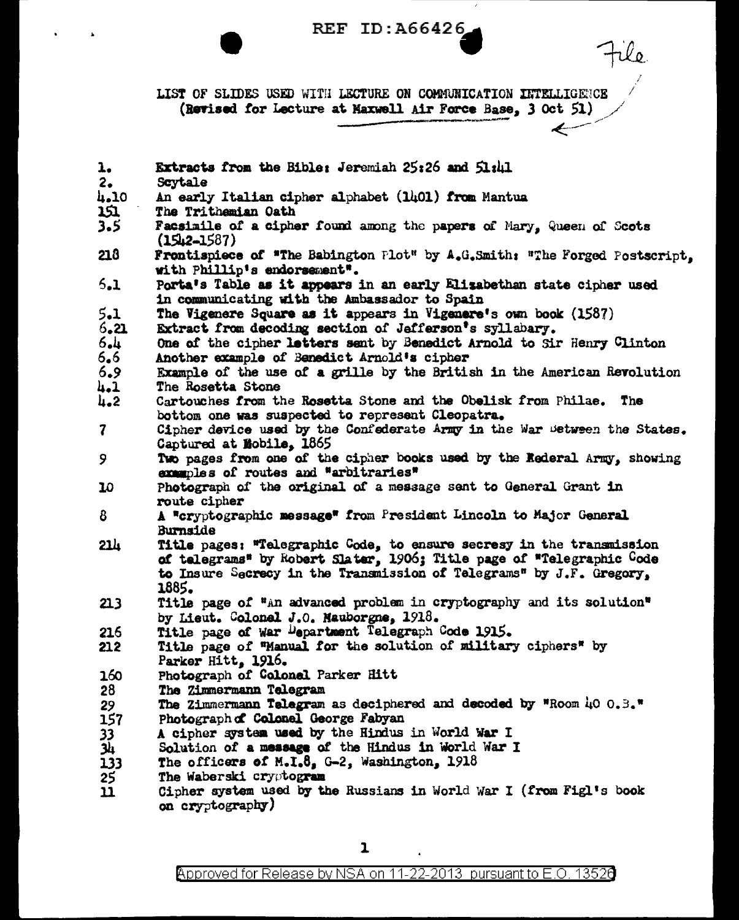REF ID:A66426

File

LIST OF SLIDES USED WITH LECTURE ON COMMUNICATION INTELLIGENCE
(Revised for Lecture at Maxwell Air Force Base, 3 Oct 51)

| | |
|---|---|
| 1. | Extracts from the Bible: Jeremiah 25:26 and 51:41 |
| 2. | Scytale |
| 4.10 | An early Italian cipher alphabet (1401) from Mantua |
| 151 | The Trithemian Oath |
| 3.5 | Facsimile of a cipher found among the papers of Mary, Queen of Scots (1542-1587) |
| 218 | Frontispiece of "The Babington Plot" by A.G.Smith: "The Forged Postscript, with Phillip's endorsement". |
| 6.1 | Porta's Table as it appears in an early Elizabethan state cipher used in communicating with the Ambassador to Spain |
| 5.1 | The Vigenere Square as it appears in Vigenere's own book (1587) |
| 6.21 | Extract from decoding section of Jefferson's syllabary. |
| 6.4 | One of the cipher letters sent by Benedict Arnold to Sir Henry Clinton |
| 6.6 | Another example of Benedict Arnold's cipher |
| 6.9 | Example of the use of a grille by the British in the American Revolution |
| 4.1 | The Rosetta Stone |
| 4.2 | Cartouches from the Rosetta Stone and the Obelisk from Philae. The bottom one was suspected to represent Cleopatra. |
| 7 | Cipher device used by the Confederate Army in the War Between the States. Captured at Mobile, 1865 |
| 9 | Two pages from one of the cipher books used by the Federal Army, showing examples of routes and "arbitraries" |
| 10 | Photograph of the original of a message sent to General Grant in route cipher |
| 8 | A "cryptographic message" from President Lincoln to Major General Burnside |
| 214 | Title pages: "Telegraphic Code, to ensure secresy in the transmission of telegrams" by Robert Slater, 1906; Title page of "Telegraphic Code to Insure Secrecy in the Transmission of Telegrams" by J.F. Gregory, 1885. |
| 213 | Title page of "An advanced problem in cryptography and its solution" by Lieut. Colonel J.O. Mauborgne, 1918. |
| 216 | Title page of War Department Telegraph Code 1915. |
| 212 | Title page of "Manual for the solution of military ciphers" by Parker Hitt, 1916. |
| 160 | Photograph of Colonel Parker Hitt |
| 28 | The Zimmermann Telegram |
| 29 | The Zimmermann Telegram as deciphered and decoded by "Room 40 O.B." |
| 157 | Photograph of Colonel George Fabyan |
| 33 | A cipher system used by the Hindus in World War I |
| 34 | Solution of a message of the Hindus in World War I |
| 133 | The officers of M.I.8, G-2, Washington, 1918 |
| 25 | The Waberski cryptogram |
| 11 | Cipher system used by the Russians in World War I (from Figl's book on cryptography) |

Approved for Release by NSA on 11-22-2013 pursuant to E.O. 13526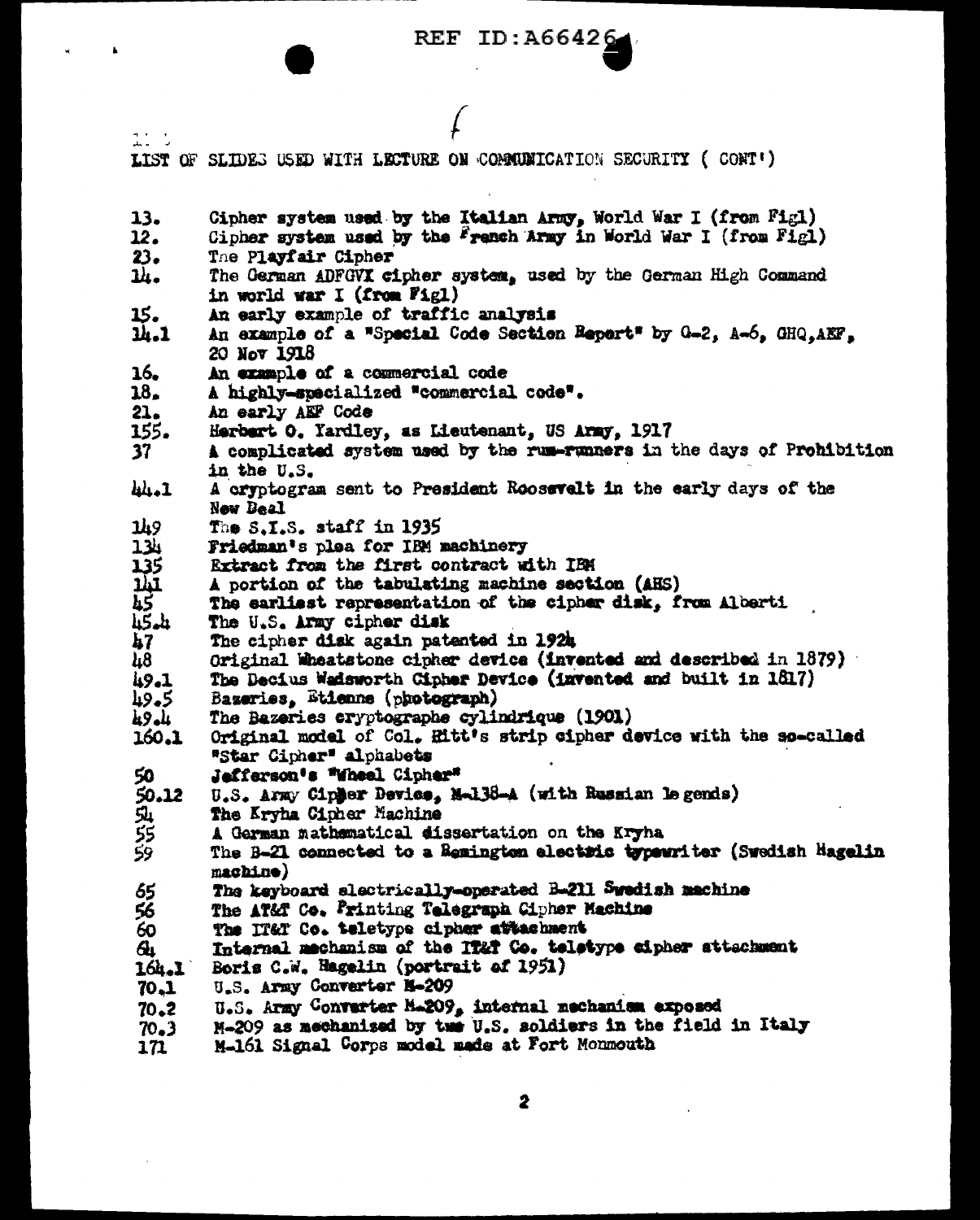LIST OF SLIDES USED WITH LECTURE ON COMMUNICATION SECURITY ( CONT')

| | |
|---|---|
| 13. | Cipher system used by the Italian Army, World War I (from Figl) |
| 12. | Cipher system used by the French Army in World War I (from Figl) |
| 23. | The Playfair Cipher |
| 14. | The German ADFGVX cipher system, used by the German High Command in world war I (from Figl) |
| 15. | An early example of traffic analysis |
| 14.1 | An example of a "Special Code Section Report" by G-2, A-6, GHQ,AEF, 20 Nov 1918 |
| 16. | An example of a commercial code |
| 18. | A highly-specialized "commercial code". |
| 21. | An early AEF Code |
| 155. | Herbert O. Yardley, as Lieutenant, US Army, 1917 |
| 37 | A complicated system used by the rum-runners in the days of Prohibition in the U.S. |
| 44.1 | A cryptogram sent to President Roosevelt in the early days of the New Deal |
| 149 | The S.I.S. staff in 1935 |
| 134 | Friedman's plea for IBM machinery |
| 135 | Extract from the first contract with IBM |
| 141 | A portion of the tabulating machine section (AHS) |
| 45 | The earliest representation of the cipher disk, from Alberti |
| 45.4 | The U.S. Army cipher disk |
| 47 | The cipher disk again patented in 1924 |
| 48 | Original Wheatstone cipher device (invented and described in 1879) |
| 49.1 | The Decius Wadsworth Cipher Device (invented and built in 1817) |
| 49.5 | Bazeries, Etienne (photograph) |
| 49.4 | The Bazeries cryptographe cylindrique (1901) |
| 160.1 | Original model of Col. Hitt's strip cipher device with the so-called "Star Cipher" alphabets |
| 50 | Jefferson's "Wheel Cipher" |
| 50.12 | U.S. Army Cipher Device, M-138-A (with Russian legends) |
| 54 | The Kryha Cipher Machine |
| 55 | A German mathematical dissertation on the Kryha |
| 59 | The B-21 connected to a Remington electric typewriter (Swedish Hagelin machine) |
| 65 | The keyboard electrically-operated B-211 Swedish machine |
| 56 | The AT&T Co. Printing Telegraph Cipher Machine |
| 60 | The IT&T Co. teletype cipher attachment |
| 64 | Internal mechanism of the IT&T Co. teletype cipher attachment |
| 164.1 | Boris C.W. Hagelin (portrait of 1951) |
| 70.1 | U.S. Army Converter M-209 |
| 70.2 | U.S. Army Converter M-209, internal mechanism exposed |
| 70.3 | M-209 as mechanized by two U.S. soldiers in the field in Italy |
| 171 | M-161 Signal Corps model made at Fort Monmouth |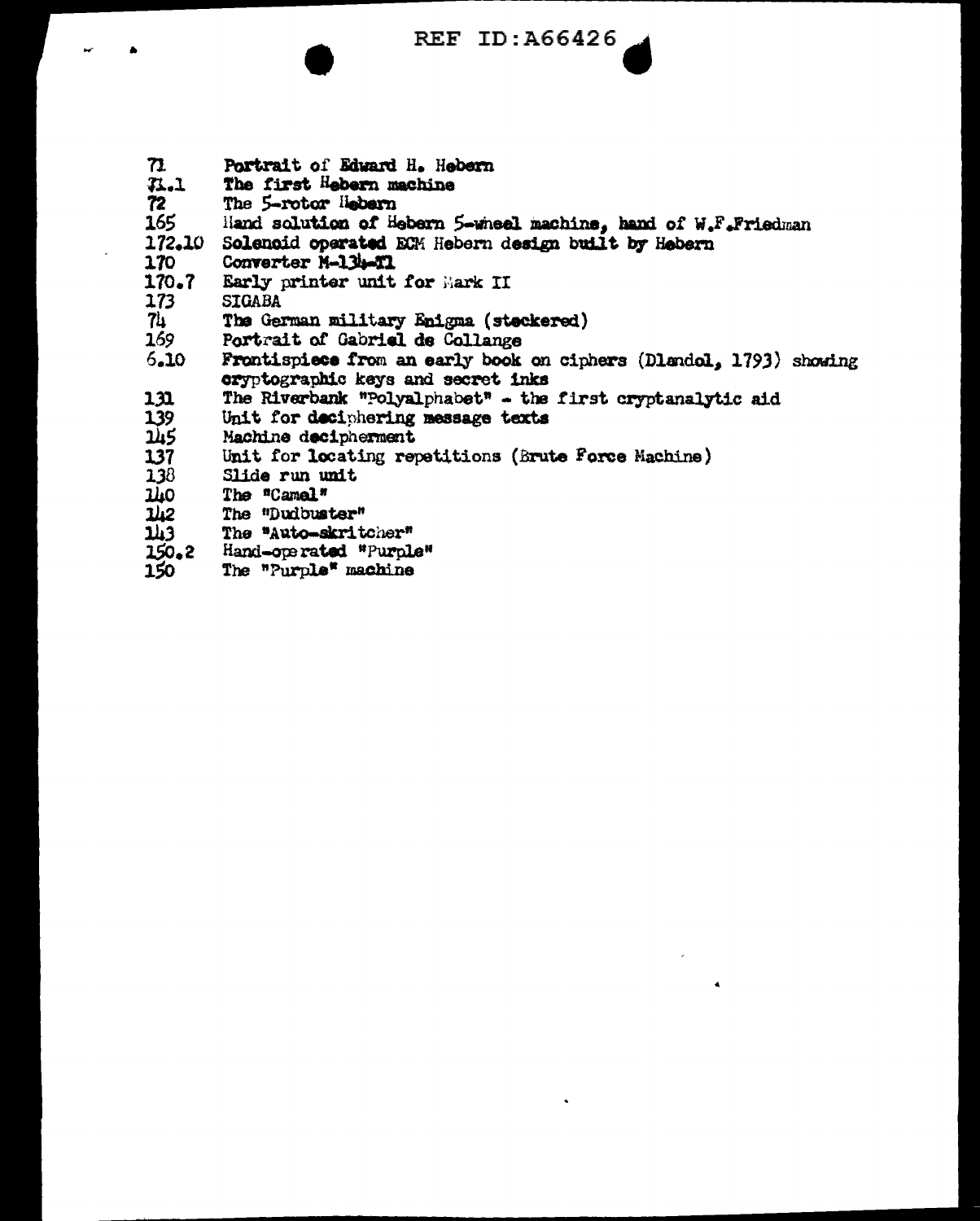REF ID:A66426

| | |
|---|---|
| 71 | Portrait of Edward H. Hebern |
| 71.1 | The first Hebern machine |
| 72 | The 5-rotor Hebern |
| 165 | Hand solution of Hebern 5-wheel machine, hand of W.F.Friedman |
| 172.10 | Solenoid operated ECM Hebern design built by Hebern |
| 170 | Converter M-134-T1 |
| 170.7 | Early printer unit for Mark II |
| 173 | SIGABA |
| 74 | The German military Enigma (steckered) |
| 169 | Portrait of Gabriel de Collange |
| 6.10 | Frontispiece from an early book on ciphers (Dlandol, 1793) showing cryptographic keys and secret inks |
| 131 | The Riverbank "Polyalphabet" - the first cryptanalytic aid |
| 139 | Unit for deciphering message texts |
| 145 | Machine decipherment |
| 137 | Unit for locating repetitions (Brute Force Machine) |
| 138 | Slide run unit |
| 140 | The "Camel" |
| 142 | The "Dudbuster" |
| 143 | The "Auto-skritcher" |
| 150.2 | Hand-operated "Purple" |
| 150 | The "Purple" machine |